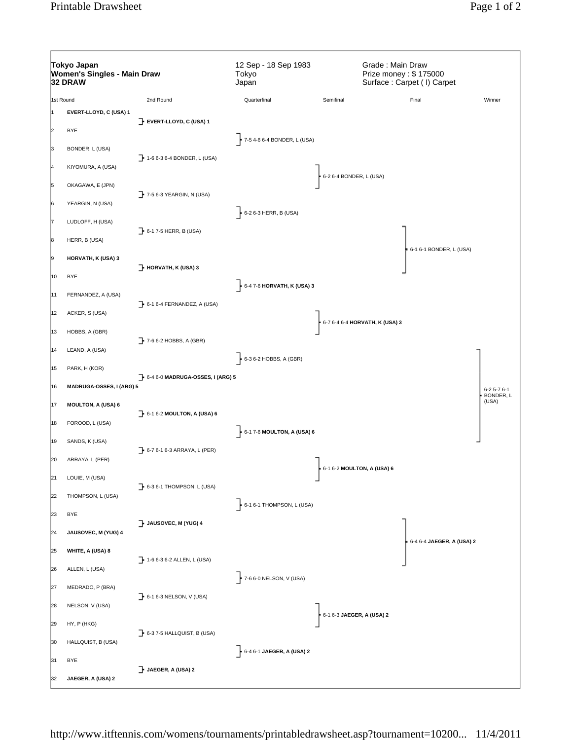**Tokyo Japan**
**Women's Singles - Main Draw**
**32 DRAW**

12 Sep - 18 Sep 1983
Tokyo
Japan

Grade : Main Draw
Prize money : $ 175000
Surface : Carpet ( I) Carpet

| | 1st Round | 2nd Round | Quarterfinal | Semifinal | Final | Winner |
|---|---|---|---|---|---|---|
| 1 | **EVERT-LLOYD, C (USA) 1** | **EVERT-LLOYD, C (USA) 1** | 7-5 4-6 6-4 BONDER, L (USA) | 6-2 6-4 BONDER, L (USA) | 6-1 6-1 BONDER, L (USA) | 6-2 5-7 6-1 BONDER, L (USA) |
| 2 | BYE | | | | | |
| 3 | BONDER, L (USA) | 1-6 6-3 6-4 BONDER, L (USA) | | | | |
| 4 | KIYOMURA, A (USA) | | | | | |
| 5 | OKAGAWA, E (JPN) | 7-5 6-3 YEARGIN, N (USA) | 6-2 6-3 HERR, B (USA) | | | |
| 6 | YEARGIN, N (USA) | | | | | |
| 7 | LUDLOFF, H (USA) | 6-1 7-5 HERR, B (USA) | | | | |
| 8 | HERR, B (USA) | | | | | |
| 9 | **HORVATH, K (USA) 3** | **HORVATH, K (USA) 3** | 6-4 7-6 **HORVATH, K (USA) 3** | 6-7 6-4 6-4 **HORVATH, K (USA) 3** | | |
| 10 | BYE | | | | | |
| 11 | FERNANDEZ, A (USA) | 6-1 6-4 FERNANDEZ, A (USA) | | | | |
| 12 | ACKER, S (USA) | | | | | |
| 13 | HOBBS, A (GBR) | 7-6 6-2 HOBBS, A (GBR) | 6-3 6-2 HOBBS, A (GBR) | | | |
| 14 | LEAND, A (USA) | | | | | |
| 15 | PARK, H (KOR) | 6-4 6-0 **MADRUGA-OSSES, I (ARG) 5** | | | | |
| 16 | **MADRUGA-OSSES, I (ARG) 5** | | | | | |
| 17 | **MOULTON, A (USA) 6** | 6-1 6-2 **MOULTON, A (USA) 6** | 6-1 7-6 **MOULTON, A (USA) 6** | 6-1 6-2 **MOULTON, A (USA) 6** | 6-4 6-4 **JAEGER, A (USA) 2** | |
| 18 | FOROOD, L (USA) | | | | | |
| 19 | SANDS, K (USA) | 6-7 6-1 6-3 ARRAYA, L (PER) | | | | |
| 20 | ARRAYA, L (PER) | | | | | |
| 21 | LOUIE, M (USA) | 6-3 6-1 THOMPSON, L (USA) | 6-1 6-1 THOMPSON, L (USA) | | | |
| 22 | THOMPSON, L (USA) | | | | | |
| 23 | BYE | **JAUSOVEC, M (YUG) 4** | | | | |
| 24 | **JAUSOVEC, M (YUG) 4** | | | | | |
| 25 | **WHITE, A (USA) 8** | 1-6 6-3 6-2 ALLEN, L (USA) | 7-6 6-0 NELSON, V (USA) | 6-1 6-3 **JAEGER, A (USA) 2** | | |
| 26 | ALLEN, L (USA) | | | | | |
| 27 | MEDRADO, P (BRA) | 6-1 6-3 NELSON, V (USA) | | | | |
| 28 | NELSON, V (USA) | | | | | |
| 29 | HY, P (HKG) | 6-3 7-5 HALLQUIST, B (USA) | 6-4 6-1 **JAEGER, A (USA) 2** | | | |
| 30 | HALLQUIST, B (USA) | | | | | |
| 31 | BYE | **JAEGER, A (USA) 2** | | | | |
| 32 | **JAEGER, A (USA) 2** | | | | | |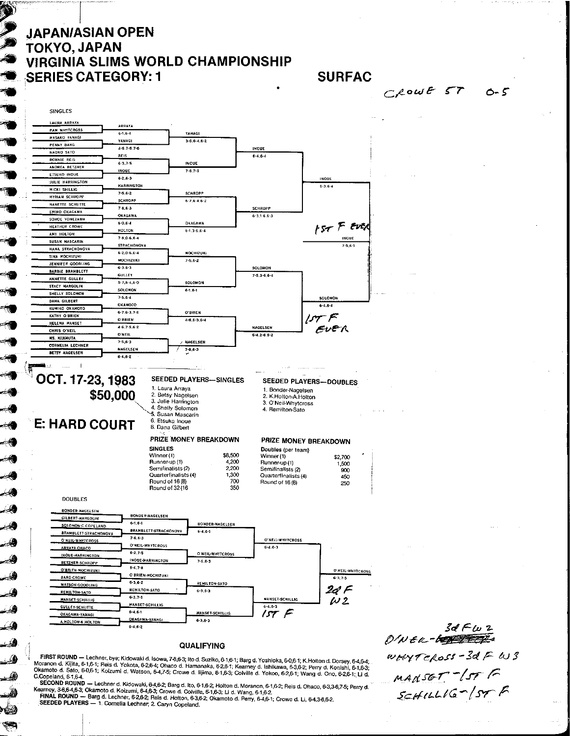# JAPAN/ASIAN OPEN
# TOKYO, JAPAN
# VIRGINIA SLIMS WORLD CHAMPIONSHIP
## SERIES CATEGORY: 1

**SURFACE: HARD COURT**

CROWE ST 0-5

## SINGLES

**First Round**

- LAURA ARRAYA
- PAM WHYTCROSS
- MASAKO YANAGI
- PENNY BARG
- NAOKO SATO
- BONNIE REIS
- ANDREA BETZNER
- ETSUKO INOUE
- JULIE HARRINGTON
- MICKI SHILLIG
- MYRIAM SCHROPP
- NANETTE SCHUTTE
- EMIKO OKAGAWA
- SONOE YONEZAWA
- HEATHER CROWE
- AMY HOLTON
- SUSAN MASCARIN
- HANA STRACHONOVA
- TINA MOCHIZUKI
- JENNIFER GOODLING
- BARBIE BRAMBLETT
- ANNETTE GULLEY
- STACY MARGOLIN
- SHELLY SOLOMON
- DANA GILBERT
- KUMIKO OKAMOTO
- KATHY O'BRIEN
- HELENA MANSET
- CHRIS O'NEIL
- MS. KIJIMUTA
- CORNELIA LECHNER
- BETSY NAGELSEN

**Second Round**

- ARRAYA 6-1,6-4
- YANAGI 4-6,7-6,7-6
- REIS 6-3,7-5
- INOUE 6-2,6-3
- HARRINGTON 7-5,6-2
- SCHROPP 7-6,6-3
- OKAGAWA 6-0,6-4
- HOLTON 7-6,0-6,6-4
- STRACHONOVA 6-2,0-6,6-4
- MOCHIZUKI 6-3,6-3
- GULLEY 5-7,6-4,6-0
- SOLOMON 7-5,6-4
- OKAMOTO 6-7,6-3,7-6
- O'BRIEN 4-6,7-5,6-2
- O'NEIL 7-5,6-3
- NAGELSEN 6-4,6-2

**Quarterfinals**

- YANAGI 3-6,6-4,6-2
- INOUE 7-6,7-5
- SCHROPP 6-7,6-4,6-2
- OKAGAWA 6-1,3-6,6-4
- MOCHIZUKI 7-5,6-2
- SOLOMON 6-1,6-1
- O'BRIEN 4-6,6-3,6-4
- NAGELSEN 7-6,6-3

**Semifinals**

- INOUE 6-4,6-4
- SCHROPP 6-3,1-6,6-3
- SOLOMON 7-5,3-6,6-4
- NAGELSEN 6-4,2-6,6-2

**Final**

- INOUE 6-3,6-4 — 1ST F EVER
- SOLOMON 6-4,6-4 — 1ST F EVER

**Winner**

- INOUE 7-5,6-1

**OCT. 17-23, 1983**

**$50,000**

### SEEDED PLAYERS—SINGLES

1. Laura Arraya
2. Betsy Nagelsen
3. Julie Harrington
4. Shelly Solomon
5. Susan Mascarin
6. Etsuko Inoue
8. Dana Gilbert

### SEEDED PLAYERS—DOUBLES

1. Bonder-Nagelsen
2. K.Holton-A.Holton
3. O'Neil-Whytcross
4. Remilton-Sato

### PRIZE MONEY BREAKDOWN

**SINGLES**

| | |
|---|---|
| Winner (1) | $8,500 |
| Runner-up (1) | 4,200 |
| Semifinalists (2) | 2,200 |
| Quarterfinalists (4) | 1,300 |
| Round of 16 (8) | 700 |
| Round of 32 (16 | 350 |

### PRIZE MONEY BREAKDOWN

**Doubles (per team)**

| | |
|---|---|
| Winner (1) | $2,700 |
| Runner-up (1) | 1,500 |
| Semifinalists (2) | 900 |
| Quarterfinalists (4) | 450 |
| Round of 16 (8) | 250 |

## DOUBLES

**First Round**

- BONDER-NAGELSEN
- GILBERT-MARGOLIN
- SOLOMON-C.COPELAND
- BRAMBLETT-STRACHONOVA
- O'NEIL-WHYTCROSS
- ARRAYA-OHACO
- INOUE-HARRINGTON
- BETZNER-SCHROPP
- O'BRIEN-MOCHIZUKI
- BARG-CROWE
- WATSON-GOODLING
- REMILTON-SATO
- MANSET-SCHILLIG
- GULLEY-SCHUTTE
- OKAGAWA-YANAGI
- A.HOLTON-K.HOLTON

**Quarterfinals**

- BONDER-NAGELSEN 6-1,6-1
- BRAMBLETT-STRACHONOVA 7-6,6-3
- O'NEIL-WHYTCROSS 6-2,7-5
- INOUE-HARRINGTON 5-4,7-6
- O'BRIEN-MOCHIZUKI 6-5,6-2
- REMILTON-SATO 6-3,7-5
- MANSET-SCHILLIG 6-4,6-1
- OKAGAWA-YANAGI 6-4,6-2

**Semifinals**

- BONDER-NAGELSEN 6-4,6-1
- O'NEIL-WHYTCROSS 7-6,6-3
- REMILTON-SATO 6-3,5-3
- MANSET-SCHILLIG 6-3,6-3

**Final**

- O'NEIL-WHYTCROSS 6-4,6-3
- MANSET-SCHILLIG 6-4,6-3 — 1ST F

**Winner**

- O'NEIL-WHYTCROSS 6-3,7-5 — 2d F W2

O'NEIL - 3d F W2

WHYTCROSS - 3d F W3

MANSET - 1ST F

SCHILLIG - 1ST F

### QUALIFYING

**FIRST ROUND** — Lechner, bye; Kidowaki d. Isowa, 7-6,6-3; Ito d. Suziko, 6-1,6-1; Barg d. Yoshioka, 6-0,6-1; K.Holton d. Dorsey, 6-4,6-4; Moranon d. Kijita, 6-1,6-1; Reis d. Yokota, 6-2,6-4; Ohaco d. Hamanaka, 6-2,6-1; Kearney d. Ishikawa, 6-3,6-2; Perry d. Konishi, 6-1,6-3; Okamoto d. Sato, 6-0,6-1; Koizumi d. Watson, 6-4,7-5; Crowe d. Iijima, 6-1,6-3; Colville d. Yokoo, 6-2,6-1; Wang d. Ono, 6-2,6-1; Li d. C.Copeland, 6-1,6-4.

**SECOND ROUND** — Lechner d. Kidowaki, 6-4,6-2; Barg d. Ito, 6-1,6-2; Holton d. Moranon, 6-1,6-2; Reis d. Ohaco, 6-3,3-6,7-5; Perry d. Kearney, 3-6,6-4,6-3; Okamoto d. Koizumi, 6-4,6-3; Crowe d. Colville, 6-1,6-3; Li d. Wang, 6-1,6-2.

**FINAL ROUND** — Barg d. Lechner, 6-2,6-2; Reis d. Holton, 6-3,6-2; Okamoto d. Perry, 6-4,6-1; Crowe d. Li, 6-4,3-6,6-2.

**SEEDED PLAYERS** — 1. Cornelia Lechner; 2. Caryn Copeland.